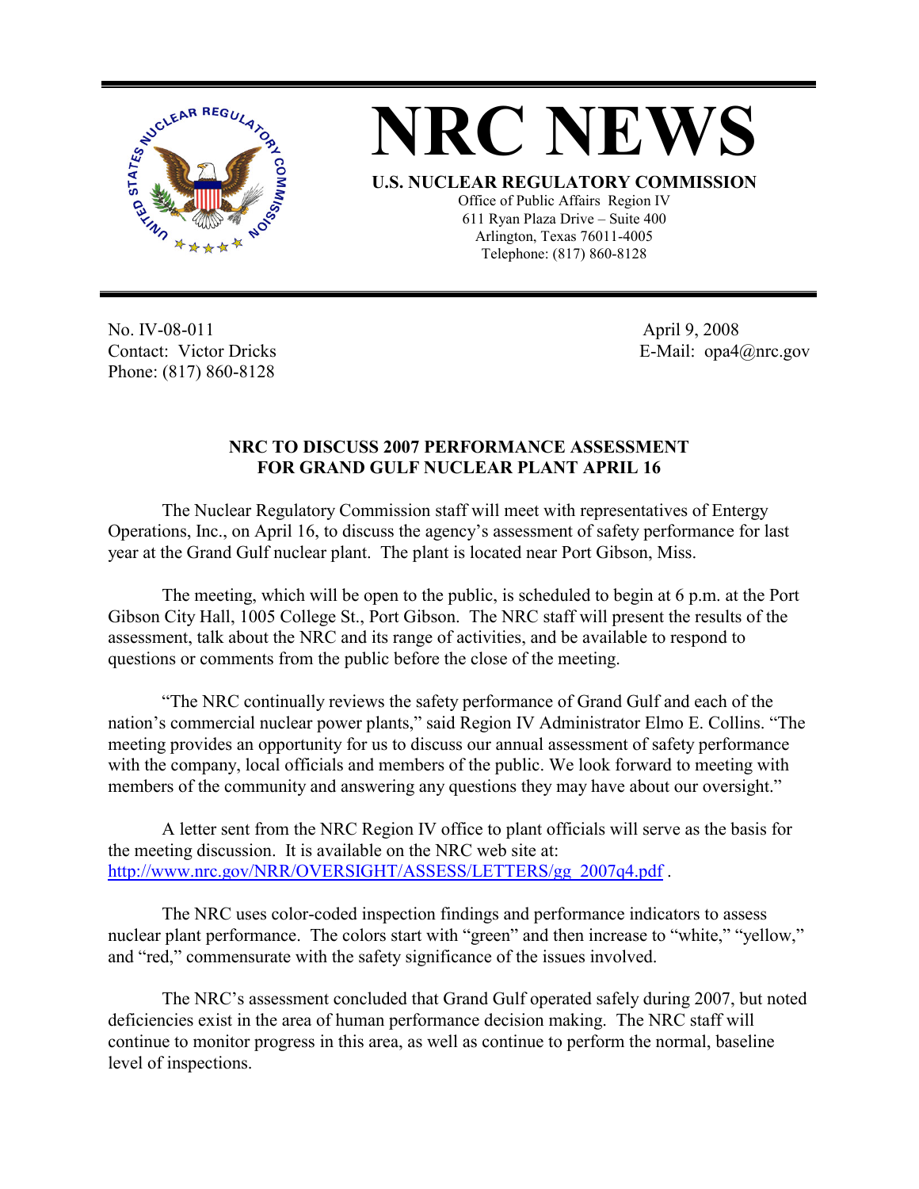# NRC NEWS

**U.S. NUCLEAR REGULATORY COMMISSION**

Office of Public Affairs Region IV
611 Ryan Plaza Drive – Suite 400
Arlington, Texas 76011-4005
Telephone: (817) 860-8128

No. IV-08-011
Contact: Victor Dricks
Phone: (817) 860-8128

April 9, 2008
E-Mail: opa4@nrc.gov

## NRC TO DISCUSS 2007 PERFORMANCE ASSESSMENT FOR GRAND GULF NUCLEAR PLANT APRIL 16

The Nuclear Regulatory Commission staff will meet with representatives of Entergy Operations, Inc., on April 16, to discuss the agency's assessment of safety performance for last year at the Grand Gulf nuclear plant. The plant is located near Port Gibson, Miss.

The meeting, which will be open to the public, is scheduled to begin at 6 p.m. at the Port Gibson City Hall, 1005 College St., Port Gibson. The NRC staff will present the results of the assessment, talk about the NRC and its range of activities, and be available to respond to questions or comments from the public before the close of the meeting.

"The NRC continually reviews the safety performance of Grand Gulf and each of the nation's commercial nuclear power plants," said Region IV Administrator Elmo E. Collins. "The meeting provides an opportunity for us to discuss our annual assessment of safety performance with the company, local officials and members of the public. We look forward to meeting with members of the community and answering any questions they may have about our oversight."

A letter sent from the NRC Region IV office to plant officials will serve as the basis for the meeting discussion. It is available on the NRC web site at: http://www.nrc.gov/NRR/OVERSIGHT/ASSESS/LETTERS/gg_2007q4.pdf .

The NRC uses color-coded inspection findings and performance indicators to assess nuclear plant performance. The colors start with "green" and then increase to "white," "yellow," and "red," commensurate with the safety significance of the issues involved.

The NRC's assessment concluded that Grand Gulf operated safely during 2007, but noted deficiencies exist in the area of human performance decision making. The NRC staff will continue to monitor progress in this area, as well as continue to perform the normal, baseline level of inspections.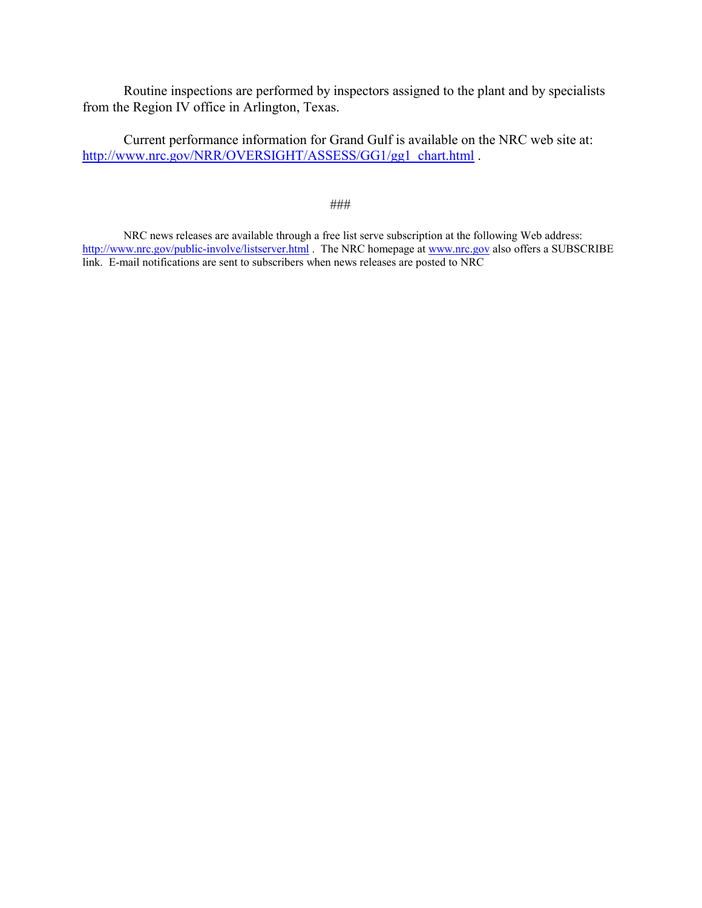Routine inspections are performed by inspectors assigned to the plant and by specialists from the Region IV office in Arlington, Texas.

Current performance information for Grand Gulf is available on the NRC web site at: http://www.nrc.gov/NRR/OVERSIGHT/ASSESS/GG1/gg1_chart.html .

###

NRC news releases are available through a free list serve subscription at the following Web address: http://www.nrc.gov/public-involve/listserver.html . The NRC homepage at www.nrc.gov also offers a SUBSCRIBE link. E-mail notifications are sent to subscribers when news releases are posted to NRC